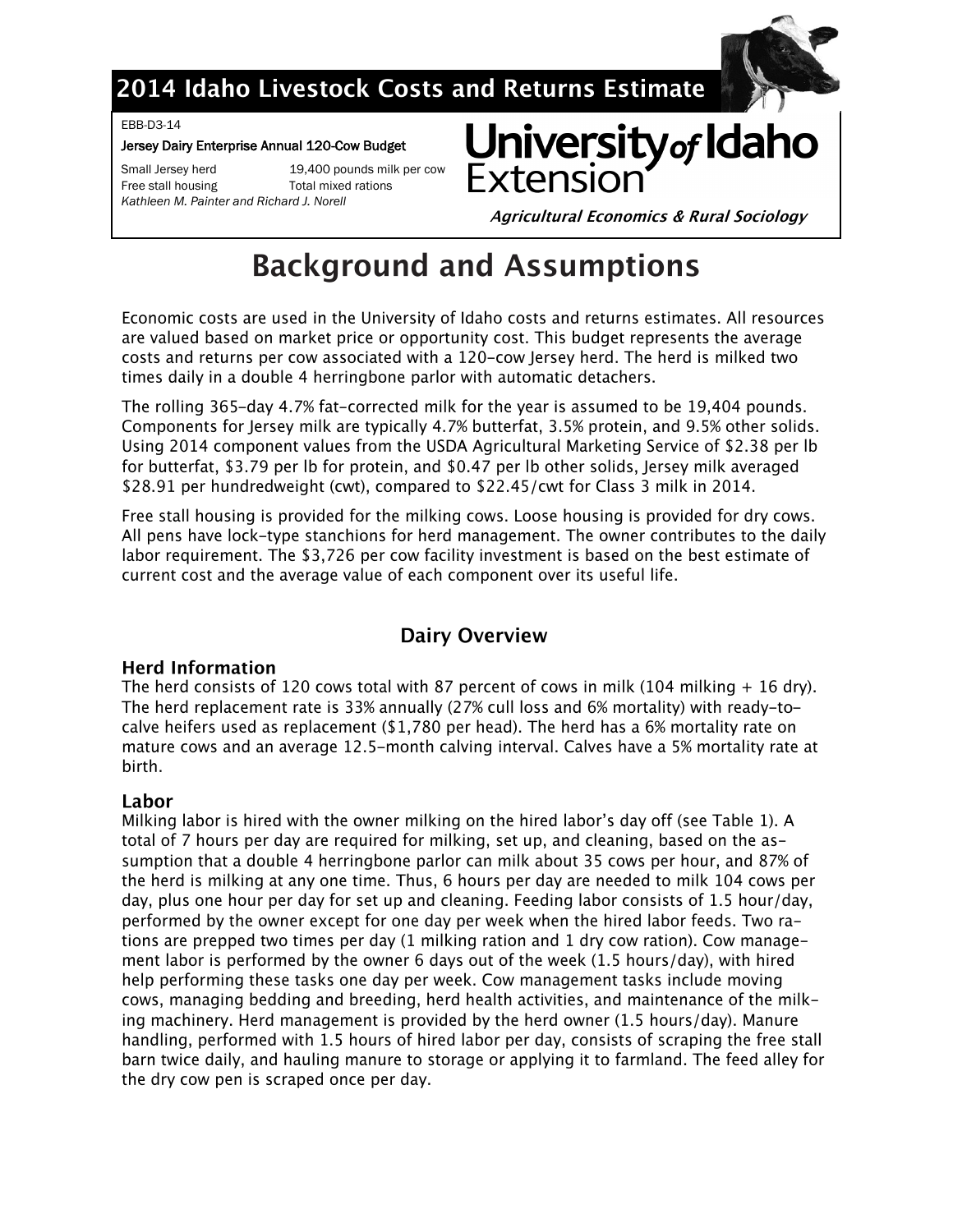# 2014 Idaho Livestock Costs and Returns Estimate

EBB-D3-14

**Jersey Dairy Enterprise Annual 120-Cow Budget**

Small Jersey herd — 19,400 pounds milk per cow
Free stall housing — Total mixed rations

*Kathleen M. Painter and Richard J. Norell*

University *of* Idaho Extension

***Agricultural Economics & Rural Sociology***

# Background and Assumptions

Economic costs are used in the University of Idaho costs and returns estimates. All resources are valued based on market price or opportunity cost. This budget represents the average costs and returns per cow associated with a 120-cow Jersey herd. The herd is milked two times daily in a double 4 herringbone parlor with automatic detachers.

The rolling 365-day 4.7% fat-corrected milk for the year is assumed to be 19,404 pounds. Components for Jersey milk are typically 4.7% butterfat, 3.5% protein, and 9.5% other solids. Using 2014 component values from the USDA Agricultural Marketing Service of $2.38 per lb for butterfat, $3.79 per lb for protein, and $0.47 per lb other solids, Jersey milk averaged $28.91 per hundredweight (cwt), compared to $22.45/cwt for Class 3 milk in 2014.

Free stall housing is provided for the milking cows. Loose housing is provided for dry cows. All pens have lock-type stanchions for herd management. The owner contributes to the daily labor requirement. The $3,726 per cow facility investment is based on the best estimate of current cost and the average value of each component over its useful life.

## Dairy Overview

### Herd Information

The herd consists of 120 cows total with 87 percent of cows in milk (104 milking + 16 dry). The herd replacement rate is 33% annually (27% cull loss and 6% mortality) with ready-to-calve heifers used as replacement ($1,780 per head). The herd has a 6% mortality rate on mature cows and an average 12.5-month calving interval. Calves have a 5% mortality rate at birth.

### Labor

Milking labor is hired with the owner milking on the hired labor's day off (see Table 1). A total of 7 hours per day are required for milking, set up, and cleaning, based on the assumption that a double 4 herringbone parlor can milk about 35 cows per hour, and 87% of the herd is milking at any one time. Thus, 6 hours per day are needed to milk 104 cows per day, plus one hour per day for set up and cleaning. Feeding labor consists of 1.5 hour/day, performed by the owner except for one day per week when the hired labor feeds. Two rations are prepped two times per day (1 milking ration and 1 dry cow ration). Cow management labor is performed by the owner 6 days out of the week (1.5 hours/day), with hired help performing these tasks one day per week. Cow management tasks include moving cows, managing bedding and breeding, herd health activities, and maintenance of the milking machinery. Herd management is provided by the herd owner (1.5 hours/day). Manure handling, performed with 1.5 hours of hired labor per day, consists of scraping the free stall barn twice daily, and hauling manure to storage or applying it to farmland. The feed alley for the dry cow pen is scraped once per day.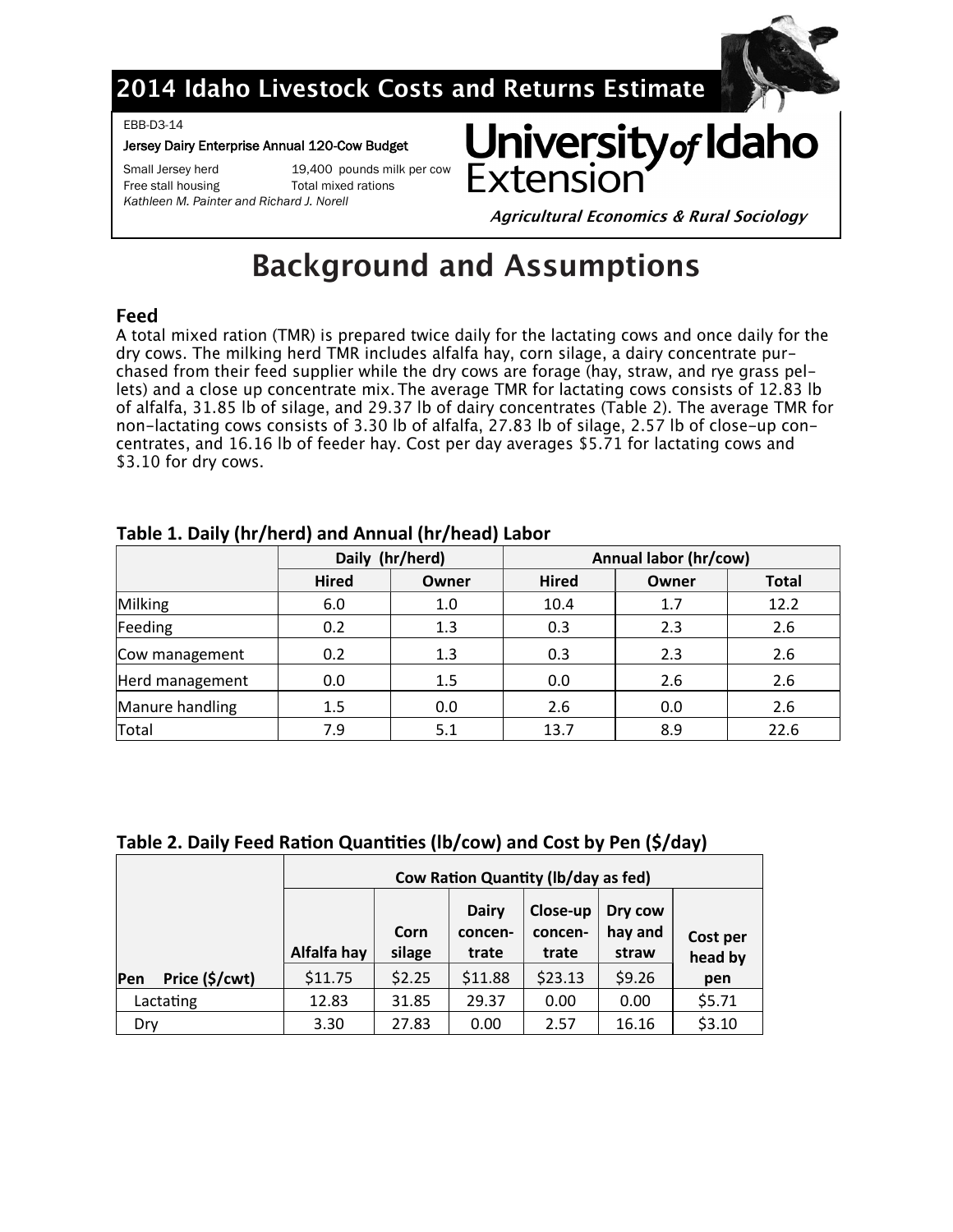# 2014 Idaho Livestock Costs and Returns Estimate

EBB-D3-14

**Jersey Dairy Enterprise Annual 120-Cow Budget**

Small Jersey herd — 19,400 pounds milk per cow
Free stall housing — Total mixed rations
*Kathleen M. Painter and Richard J. Norell*

**University of Idaho Extension**

***Agricultural Economics & Rural Sociology***

# Background and Assumptions

## Feed

A total mixed ration (TMR) is prepared twice daily for the lactating cows and once daily for the dry cows. The milking herd TMR includes alfalfa hay, corn silage, a dairy concentrate purchased from their feed supplier while the dry cows are forage (hay, straw, and rye grass pellets) and a close up concentrate mix. The average TMR for lactating cows consists of 12.83 lb of alfalfa, 31.85 lb of silage, and 29.37 lb of dairy concentrates (Table 2). The average TMR for non-lactating cows consists of 3.30 lb of alfalfa, 27.83 lb of silage, 2.57 lb of close-up concentrates, and 16.16 lb of feeder hay. Cost per day averages $5.71 for lactating cows and $3.10 for dry cows.

**Table 1. Daily (hr/herd) and Annual (hr/head) Labor**

| | Daily (hr/herd) | | Annual labor (hr/cow) | | |
|---|---|---|---|---|---|
| | Hired | Owner | Hired | Owner | Total |
| Milking | 6.0 | 1.0 | 10.4 | 1.7 | 12.2 |
| Feeding | 0.2 | 1.3 | 0.3 | 2.3 | 2.6 |
| Cow management | 0.2 | 1.3 | 0.3 | 2.3 | 2.6 |
| Herd management | 0.0 | 1.5 | 0.0 | 2.6 | 2.6 |
| Manure handling | 1.5 | 0.0 | 2.6 | 0.0 | 2.6 |
| Total | 7.9 | 5.1 | 13.7 | 8.9 | 22.6 |

**Table 2. Daily Feed Ration Quantities (lb/cow) and Cost by Pen ($/day)**

| | Cow Ration Quantity (lb/day as fed) | | | | | |
|---|---|---|---|---|---|---|
| | Alfalfa hay | Corn silage | Dairy concentrate | Close-up concentrate | Dry cow hay and straw | Cost per head by pen |
| Pen Price ($/cwt) | $11.75 | $2.25 | $11.88 | $23.13 | $9.26 | |
| Lactating | 12.83 | 31.85 | 29.37 | 0.00 | 0.00 | $5.71 |
| Dry | 3.30 | 27.83 | 0.00 | 2.57 | 16.16 | $3.10 |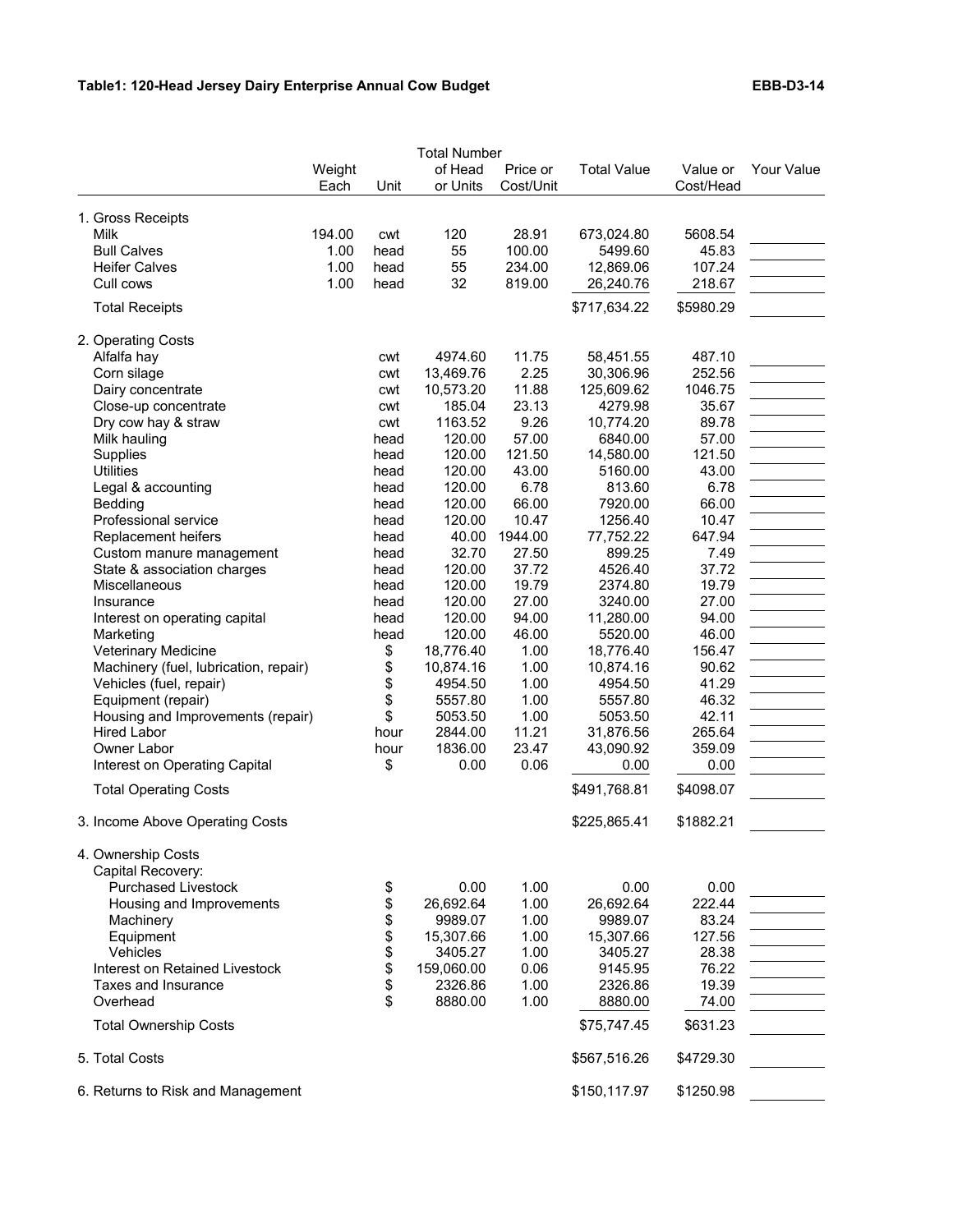**Table1: 120-Head Jersey Dairy Enterprise Annual Cow Budget** **EBB-D3-14**

| | Weight Each | Unit | Total Number of Head or Units | Price or Cost/Unit | Total Value | Value or Cost/Head | Your Value |
|---|---|---|---|---|---|---|---|
| **1. Gross Receipts** | | | | | | | |
| Milk | 194.00 | cwt | 120 | 28.91 | 673,024.80 | 5608.54 | |
| Bull Calves | 1.00 | head | 55 | 100.00 | 5499.60 | 45.83 | |
| Heifer Calves | 1.00 | head | 55 | 234.00 | 12,869.06 | 107.24 | |
| Cull cows | 1.00 | head | 32 | 819.00 | 26,240.76 | 218.67 | |
| Total Receipts | | | | | $717,634.22 | $5980.29 | |
| **2. Operating Costs** | | | | | | | |
| Alfalfa hay | | cwt | 4974.60 | 11.75 | 58,451.55 | 487.10 | |
| Corn silage | | cwt | 13,469.76 | 2.25 | 30,306.96 | 252.56 | |
| Dairy concentrate | | cwt | 10,573.20 | 11.88 | 125,609.62 | 1046.75 | |
| Close-up concentrate | | cwt | 185.04 | 23.13 | 4279.98 | 35.67 | |
| Dry cow hay & straw | | cwt | 1163.52 | 9.26 | 10,774.20 | 89.78 | |
| Milk hauling | | head | 120.00 | 57.00 | 6840.00 | 57.00 | |
| Supplies | | head | 120.00 | 121.50 | 14,580.00 | 121.50 | |
| Utilities | | head | 120.00 | 43.00 | 5160.00 | 43.00 | |
| Legal & accounting | | head | 120.00 | 6.78 | 813.60 | 6.78 | |
| Bedding | | head | 120.00 | 66.00 | 7920.00 | 66.00 | |
| Professional service | | head | 120.00 | 10.47 | 1256.40 | 10.47 | |
| Replacement heifers | | head | 40.00 | 1944.00 | 77,752.22 | 647.94 | |
| Custom manure management | | head | 32.70 | 27.50 | 899.25 | 7.49 | |
| State & association charges | | head | 120.00 | 37.72 | 4526.40 | 37.72 | |
| Miscellaneous | | head | 120.00 | 19.79 | 2374.80 | 19.79 | |
| Insurance | | head | 120.00 | 27.00 | 3240.00 | 27.00 | |
| Interest on operating capital | | head | 120.00 | 94.00 | 11,280.00 | 94.00 | |
| Marketing | | head | 120.00 | 46.00 | 5520.00 | 46.00 | |
| Veterinary Medicine | | $ | 18,776.40 | 1.00 | 18,776.40 | 156.47 | |
| Machinery (fuel, lubrication, repair) | | $ | 10,874.16 | 1.00 | 10,874.16 | 90.62 | |
| Vehicles (fuel, repair) | | $ | 4954.50 | 1.00 | 4954.50 | 41.29 | |
| Equipment (repair) | | $ | 5557.80 | 1.00 | 5557.80 | 46.32 | |
| Housing and Improvements (repair) | | $ | 5053.50 | 1.00 | 5053.50 | 42.11 | |
| Hired Labor | | hour | 2844.00 | 11.21 | 31,876.56 | 265.64 | |
| Owner Labor | | hour | 1836.00 | 23.47 | 43,090.92 | 359.09 | |
| Interest on Operating Capital | | $ | 0.00 | 0.06 | 0.00 | 0.00 | |
| Total Operating Costs | | | | | $491,768.81 | $4098.07 | |
| **3. Income Above Operating Costs** | | | | | $225,865.41 | $1882.21 | |
| **4. Ownership Costs** | | | | | | | |
| Capital Recovery: | | | | | | | |
| Purchased Livestock | | $ | 0.00 | 1.00 | 0.00 | 0.00 | |
| Housing and Improvements | | $ | 26,692.64 | 1.00 | 26,692.64 | 222.44 | |
| Machinery | | $ | 9989.07 | 1.00 | 9989.07 | 83.24 | |
| Equipment | | $ | 15,307.66 | 1.00 | 15,307.66 | 127.56 | |
| Vehicles | | $ | 3405.27 | 1.00 | 3405.27 | 28.38 | |
| Interest on Retained Livestock | | $ | 159,060.00 | 0.06 | 9145.95 | 76.22 | |
| Taxes and Insurance | | $ | 2326.86 | 1.00 | 2326.86 | 19.39 | |
| Overhead | | $ | 8880.00 | 1.00 | 8880.00 | 74.00 | |
| Total Ownership Costs | | | | | $75,747.45 | $631.23 | |
| **5. Total Costs** | | | | | $567,516.26 | $4729.30 | |
| **6. Returns to Risk and Management** | | | | | $150,117.97 | $1250.98 | |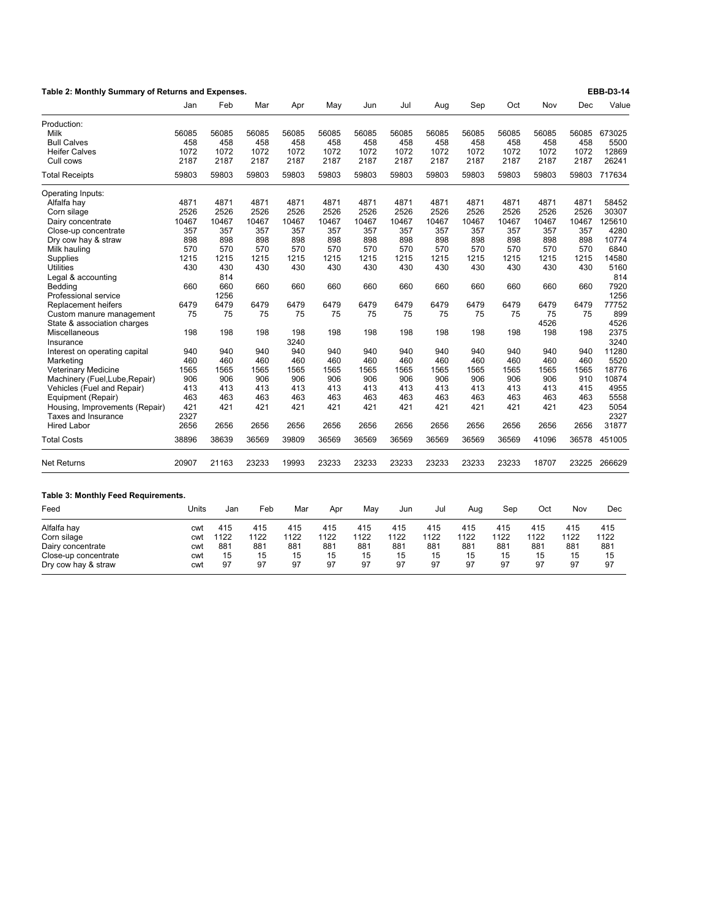**Table 2: Monthly Summary of Returns and Expenses.** **EBB-D3-14**

| | Jan | Feb | Mar | Apr | May | Jun | Jul | Aug | Sep | Oct | Nov | Dec | Value |
|---|---|---|---|---|---|---|---|---|---|---|---|---|---|
| Production: | | | | | | | | | | | | | |
| Milk | 56085 | 56085 | 56085 | 56085 | 56085 | 56085 | 56085 | 56085 | 56085 | 56085 | 56085 | 56085 | 673025 |
| Bull Calves | 458 | 458 | 458 | 458 | 458 | 458 | 458 | 458 | 458 | 458 | 458 | 458 | 5500 |
| Heifer Calves | 1072 | 1072 | 1072 | 1072 | 1072 | 1072 | 1072 | 1072 | 1072 | 1072 | 1072 | 1072 | 12869 |
| Cull cows | 2187 | 2187 | 2187 | 2187 | 2187 | 2187 | 2187 | 2187 | 2187 | 2187 | 2187 | 2187 | 26241 |
| Total Receipts | 59803 | 59803 | 59803 | 59803 | 59803 | 59803 | 59803 | 59803 | 59803 | 59803 | 59803 | 59803 | 717634 |
| Operating Inputs: | | | | | | | | | | | | | |
| Alfalfa hay | 4871 | 4871 | 4871 | 4871 | 4871 | 4871 | 4871 | 4871 | 4871 | 4871 | 4871 | 4871 | 58452 |
| Corn silage | 2526 | 2526 | 2526 | 2526 | 2526 | 2526 | 2526 | 2526 | 2526 | 2526 | 2526 | 2526 | 30307 |
| Dairy concentrate | 10467 | 10467 | 10467 | 10467 | 10467 | 10467 | 10467 | 10467 | 10467 | 10467 | 10467 | 10467 | 125610 |
| Close-up concentrate | 357 | 357 | 357 | 357 | 357 | 357 | 357 | 357 | 357 | 357 | 357 | 357 | 4280 |
| Dry cow hay & straw | 898 | 898 | 898 | 898 | 898 | 898 | 898 | 898 | 898 | 898 | 898 | 898 | 10774 |
| Milk hauling | 570 | 570 | 570 | 570 | 570 | 570 | 570 | 570 | 570 | 570 | 570 | 570 | 6840 |
| Supplies | 1215 | 1215 | 1215 | 1215 | 1215 | 1215 | 1215 | 1215 | 1215 | 1215 | 1215 | 1215 | 14580 |
| Utilities | 430 | 430 | 430 | 430 | 430 | 430 | 430 | 430 | 430 | 430 | 430 | 430 | 5160 |
| Legal & accounting | | 814 | | | | | | | | | | | 814 |
| Bedding | 660 | 660 | 660 | 660 | 660 | 660 | 660 | 660 | 660 | 660 | 660 | 660 | 7920 |
| Professional service | | 1256 | | | | | | | | | | | 1256 |
| Replacement heifers | 6479 | 6479 | 6479 | 6479 | 6479 | 6479 | 6479 | 6479 | 6479 | 6479 | 6479 | 6479 | 77752 |
| Custom manure management | 75 | 75 | 75 | 75 | 75 | 75 | 75 | 75 | 75 | 75 | 75 | 75 | 899 |
| State & association charges | | | | | | | | | | | 4526 | | 4526 |
| Miscellaneous | 198 | 198 | 198 | 198 | 198 | 198 | 198 | 198 | 198 | 198 | 198 | 198 | 2375 |
| Insurance | | | | 3240 | | | | | | | | | 3240 |
| Interest on operating capital | 940 | 940 | 940 | 940 | 940 | 940 | 940 | 940 | 940 | 940 | 940 | 940 | 11280 |
| Marketing | 460 | 460 | 460 | 460 | 460 | 460 | 460 | 460 | 460 | 460 | 460 | 460 | 5520 |
| Veterinary Medicine | 1565 | 1565 | 1565 | 1565 | 1565 | 1565 | 1565 | 1565 | 1565 | 1565 | 1565 | 1565 | 18776 |
| Machinery (Fuel,Lube,Repair) | 906 | 906 | 906 | 906 | 906 | 906 | 906 | 906 | 906 | 906 | 906 | 910 | 10874 |
| Vehicles (Fuel and Repair) | 413 | 413 | 413 | 413 | 413 | 413 | 413 | 413 | 413 | 413 | 413 | 415 | 4955 |
| Equipment (Repair) | 463 | 463 | 463 | 463 | 463 | 463 | 463 | 463 | 463 | 463 | 463 | 463 | 5558 |
| Housing, Improvements (Repair) | 421 | 421 | 421 | 421 | 421 | 421 | 421 | 421 | 421 | 421 | 421 | 423 | 5054 |
| Taxes and Insurance | 2327 | | | | | | | | | | | | 2327 |
| Hired Labor | 2656 | 2656 | 2656 | 2656 | 2656 | 2656 | 2656 | 2656 | 2656 | 2656 | 2656 | 2656 | 31877 |
| Total Costs | 38896 | 38639 | 36569 | 39809 | 36569 | 36569 | 36569 | 36569 | 36569 | 36569 | 41096 | 36578 | 451005 |
| Net Returns | 20907 | 21163 | 23233 | 19993 | 23233 | 23233 | 23233 | 23233 | 23233 | 23233 | 18707 | 23225 | 266629 |

**Table 3: Monthly Feed Requirements.**

| Feed | Units | Jan | Feb | Mar | Apr | May | Jun | Jul | Aug | Sep | Oct | Nov | Dec |
|---|---|---|---|---|---|---|---|---|---|---|---|---|---|
| Alfalfa hay | cwt | 415 | 415 | 415 | 415 | 415 | 415 | 415 | 415 | 415 | 415 | 415 | 415 |
| Corn silage | cwt | 1122 | 1122 | 1122 | 1122 | 1122 | 1122 | 1122 | 1122 | 1122 | 1122 | 1122 | 1122 |
| Dairy concentrate | cwt | 881 | 881 | 881 | 881 | 881 | 881 | 881 | 881 | 881 | 881 | 881 | 881 |
| Close-up concentrate | cwt | 15 | 15 | 15 | 15 | 15 | 15 | 15 | 15 | 15 | 15 | 15 | 15 |
| Dry cow hay & straw | cwt | 97 | 97 | 97 | 97 | 97 | 97 | 97 | 97 | 97 | 97 | 97 | 97 |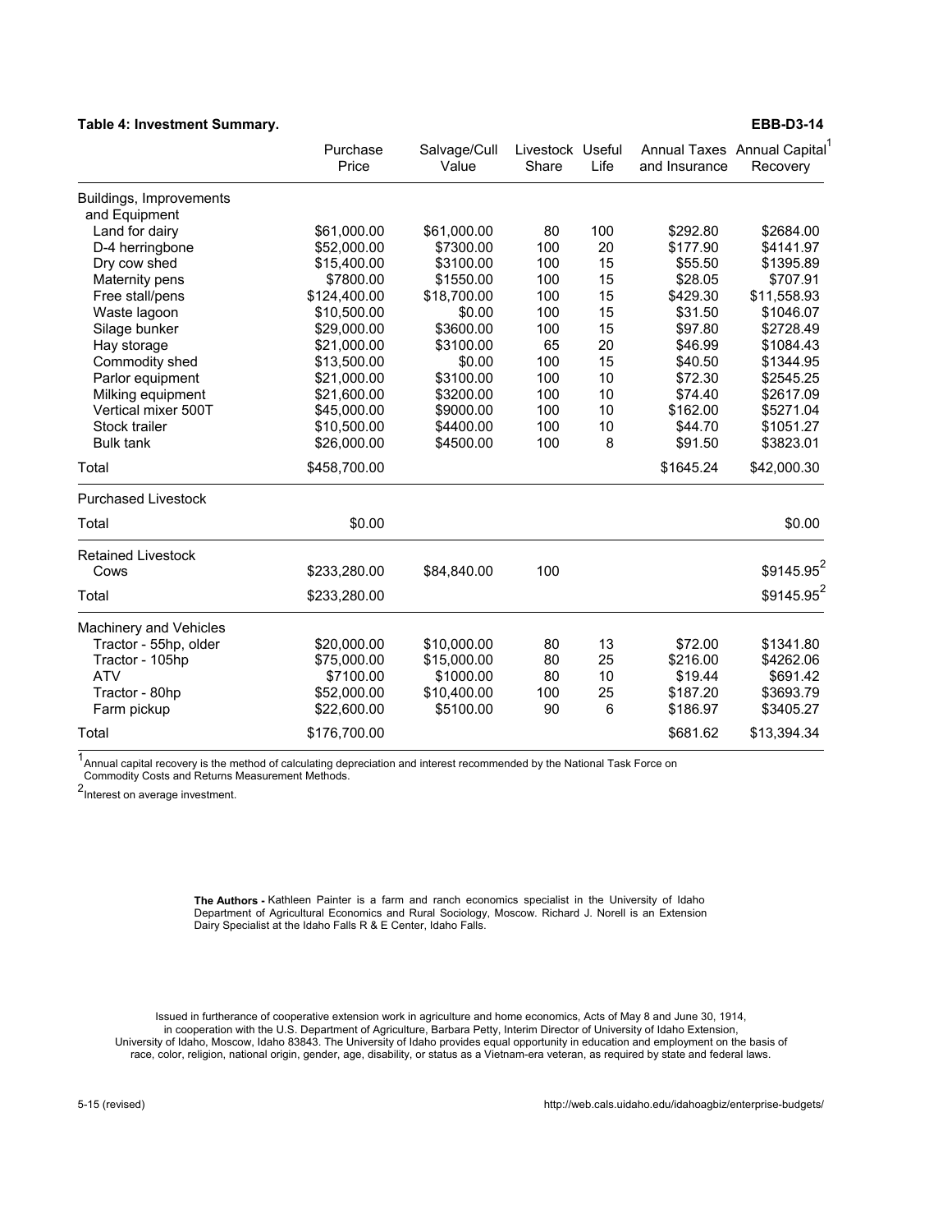**Table 4: Investment Summary.** **EBB-D3-14**

| | Purchase Price | Salvage/Cull Value | Livestock Share | Useful Life | Annual Taxes and Insurance | Annual Capital Recovery[1] |
|---|---|---|---|---|---|---|
| Buildings, Improvements and Equipment | | | | | | |
| Land for dairy | $61,000.00 | $61,000.00 | 80 | 100 | $292.80 | $2684.00 |
| D-4 herringbone | $52,000.00 | $7300.00 | 100 | 20 | $177.90 | $4141.97 |
| Dry cow shed | $15,400.00 | $3100.00 | 100 | 15 | $55.50 | $1395.89 |
| Maternity pens | $7800.00 | $1550.00 | 100 | 15 | $28.05 | $707.91 |
| Free stall/pens | $124,400.00 | $18,700.00 | 100 | 15 | $429.30 | $11,558.93 |
| Waste lagoon | $10,500.00 | $0.00 | 100 | 15 | $31.50 | $1046.07 |
| Silage bunker | $29,000.00 | $3600.00 | 100 | 15 | $97.80 | $2728.49 |
| Hay storage | $21,000.00 | $3100.00 | 65 | 20 | $46.99 | $1084.43 |
| Commodity shed | $13,500.00 | $0.00 | 100 | 15 | $40.50 | $1344.95 |
| Parlor equipment | $21,000.00 | $3100.00 | 100 | 10 | $72.30 | $2545.25 |
| Milking equipment | $21,600.00 | $3200.00 | 100 | 10 | $74.40 | $2617.09 |
| Vertical mixer 500T | $45,000.00 | $9000.00 | 100 | 10 | $162.00 | $5271.04 |
| Stock trailer | $10,500.00 | $4400.00 | 100 | 10 | $44.70 | $1051.27 |
| Bulk tank | $26,000.00 | $4500.00 | 100 | 8 | $91.50 | $3823.01 |
| Total | $458,700.00 | | | | $1645.24 | $42,000.30 |
| Purchased Livestock | | | | | | |
| Total | $0.00 | | | | | $0.00 |
| Retained Livestock | | | | | | |
| Cows | $233,280.00 | $84,840.00 | 100 | | | $9145.95[2] |
| Total | $233,280.00 | | | | | $9145.95[2] |
| Machinery and Vehicles | | | | | | |
| Tractor - 55hp, older | $20,000.00 | $10,000.00 | 80 | 13 | $72.00 | $1341.80 |
| Tractor - 105hp | $75,000.00 | $15,000.00 | 80 | 25 | $216.00 | $4262.06 |
| ATV | $7100.00 | $1000.00 | 80 | 10 | $19.44 | $691.42 |
| Tractor - 80hp | $52,000.00 | $10,400.00 | 100 | 25 | $187.20 | $3693.79 |
| Farm pickup | $22,600.00 | $5100.00 | 90 | 6 | $186.97 | $3405.27 |
| Total | $176,700.00 | | | | $681.62 | $13,394.34 |

[1] Annual capital recovery is the method of calculating depreciation and interest recommended by the National Task Force on Commodity Costs and Returns Measurement Methods.

[2] Interest on average investment.

**The Authors -** Kathleen Painter is a farm and ranch economics specialist in the University of Idaho Department of Agricultural Economics and Rural Sociology, Moscow. Richard J. Norell is an Extension Dairy Specialist at the Idaho Falls R & E Center, Idaho Falls.

Issued in furtherance of cooperative extension work in agriculture and home economics, Acts of May 8 and June 30, 1914, in cooperation with the U.S. Department of Agriculture, Barbara Petty, Interim Director of University of Idaho Extension, University of Idaho, Moscow, Idaho 83843. The University of Idaho provides equal opportunity in education and employment on the basis of race, color, religion, national origin, gender, age, disability, or status as a Vietnam-era veteran, as required by state and federal laws.

5-15 (revised)

http://web.cals.uidaho.edu/idahoagbiz/enterprise-budgets/